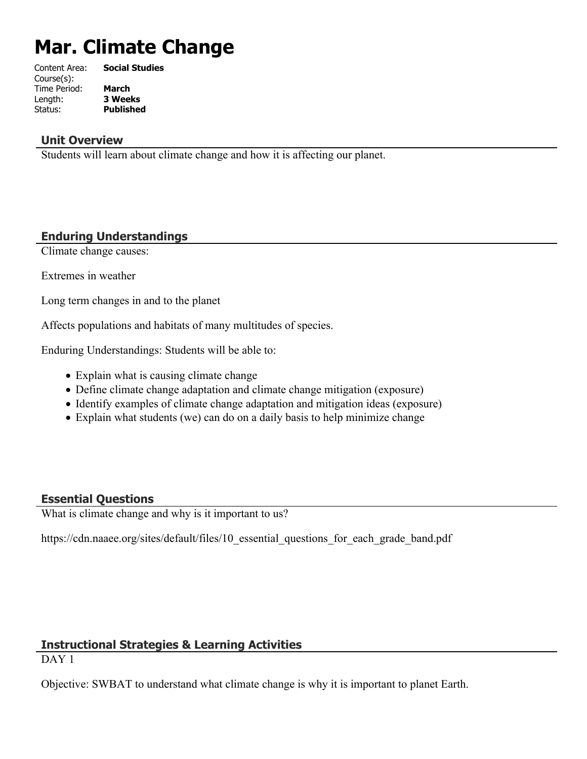# Mar. Climate Change

Content Area: **Social Studies**
Course(s):
Time Period: **March**
Length: **3 Weeks**
Status: **Published**

## Unit Overview

Students will learn about climate change and how it is affecting our planet.

## Enduring Understandings

Climate change causes:

Extremes in weather

Long term changes in and to the planet

Affects populations and habitats of many multitudes of species.

Enduring Understandings: Students will be able to:

- Explain what is causing climate change
- Define climate change adaptation and climate change mitigation (exposure)
- Identify examples of climate change adaptation and mitigation ideas (exposure)
- Explain what students (we) can do on a daily basis to help minimize change

## Essential Questions

What is climate change and why is it important to us?

https://cdn.naaee.org/sites/default/files/10_essential_questions_for_each_grade_band.pdf

## Instructional Strategies & Learning Activities

DAY 1

Objective: SWBAT to understand what climate change is why it is important to planet Earth.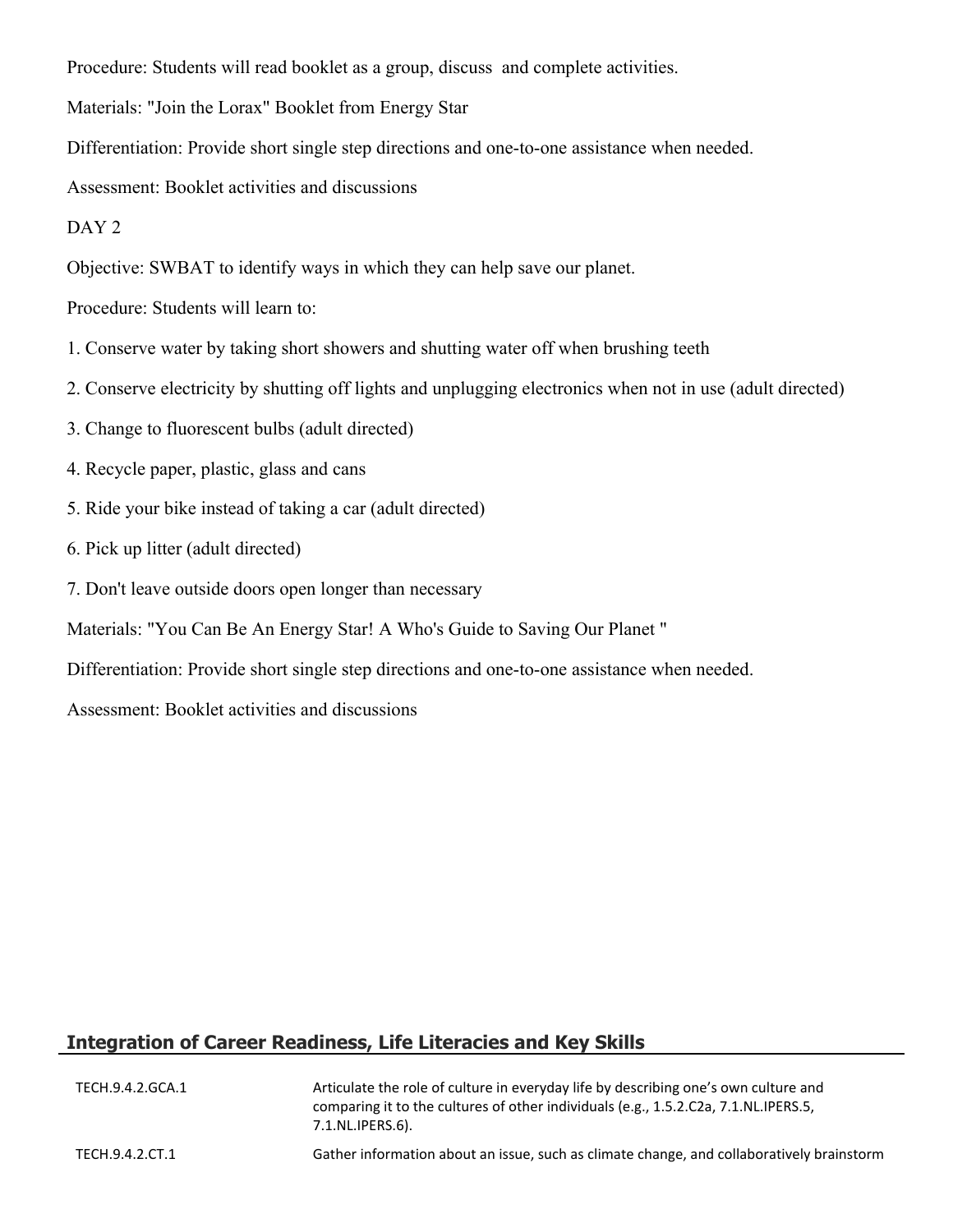Procedure: Students will read booklet as a group, discuss and complete activities.

Materials: "Join the Lorax" Booklet from Energy Star

Differentiation: Provide short single step directions and one-to-one assistance when needed.

Assessment: Booklet activities and discussions

DAY 2

Objective: SWBAT to identify ways in which they can help save our planet.

Procedure: Students will learn to:

1. Conserve water by taking short showers and shutting water off when brushing teeth
2. Conserve electricity by shutting off lights and unplugging electronics when not in use (adult directed)
3. Change to fluorescent bulbs (adult directed)
4. Recycle paper, plastic, glass and cans
5. Ride your bike instead of taking a car (adult directed)
6. Pick up litter (adult directed)
7. Don't leave outside doors open longer than necessary

Materials: "You Can Be An Energy Star! A Who's Guide to Saving Our Planet "

Differentiation: Provide short single step directions and one-to-one assistance when needed.

Assessment: Booklet activities and discussions

## Integration of Career Readiness, Life Literacies and Key Skills

| | |
|---|---|
| TECH.9.4.2.GCA.1 | Articulate the role of culture in everyday life by describing one's own culture and comparing it to the cultures of other individuals (e.g., 1.5.2.C2a, 7.1.NL.IPERS.5, 7.1.NL.IPERS.6). |
| TECH.9.4.2.CT.1 | Gather information about an issue, such as climate change, and collaboratively brainstorm |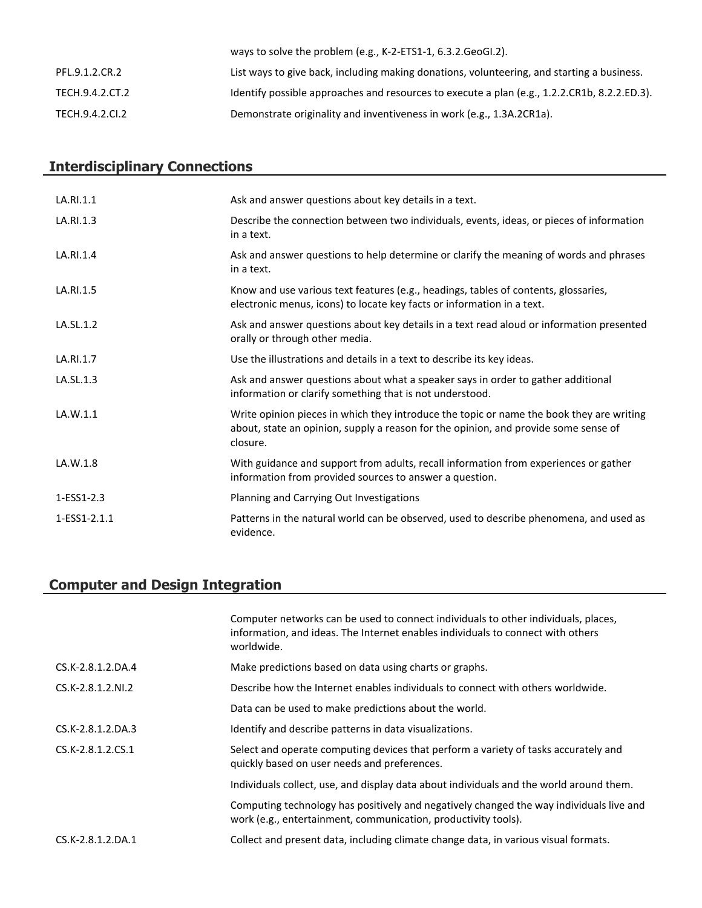| | |
|---|---|
| | ways to solve the problem (e.g., K-2-ETS1-1, 6.3.2.GeoGI.2). |
| PFL.9.1.2.CR.2 | List ways to give back, including making donations, volunteering, and starting a business. |
| TECH.9.4.2.CT.2 | Identify possible approaches and resources to execute a plan (e.g., 1.2.2.CR1b, 8.2.2.ED.3). |
| TECH.9.4.2.CI.2 | Demonstrate originality and inventiveness in work (e.g., 1.3A.2CR1a). |

## Interdisciplinary Connections

| | |
|---|---|
| LA.RI.1.1 | Ask and answer questions about key details in a text. |
| LA.RI.1.3 | Describe the connection between two individuals, events, ideas, or pieces of information in a text. |
| LA.RI.1.4 | Ask and answer questions to help determine or clarify the meaning of words and phrases in a text. |
| LA.RI.1.5 | Know and use various text features (e.g., headings, tables of contents, glossaries, electronic menus, icons) to locate key facts or information in a text. |
| LA.SL.1.2 | Ask and answer questions about key details in a text read aloud or information presented orally or through other media. |
| LA.RI.1.7 | Use the illustrations and details in a text to describe its key ideas. |
| LA.SL.1.3 | Ask and answer questions about what a speaker says in order to gather additional information or clarify something that is not understood. |
| LA.W.1.1 | Write opinion pieces in which they introduce the topic or name the book they are writing about, state an opinion, supply a reason for the opinion, and provide some sense of closure. |
| LA.W.1.8 | With guidance and support from adults, recall information from experiences or gather information from provided sources to answer a question. |
| 1-ESS1-2.3 | Planning and Carrying Out Investigations |
| 1-ESS1-2.1.1 | Patterns in the natural world can be observed, used to describe phenomena, and used as evidence. |

## Computer and Design Integration

| | |
|---|---|
| | Computer networks can be used to connect individuals to other individuals, places, information, and ideas. The Internet enables individuals to connect with others worldwide. |
| CS.K-2.8.1.2.DA.4 | Make predictions based on data using charts or graphs. |
| CS.K-2.8.1.2.NI.2 | Describe how the Internet enables individuals to connect with others worldwide. |
| | Data can be used to make predictions about the world. |
| CS.K-2.8.1.2.DA.3 | Identify and describe patterns in data visualizations. |
| CS.K-2.8.1.2.CS.1 | Select and operate computing devices that perform a variety of tasks accurately and quickly based on user needs and preferences. |
| | Individuals collect, use, and display data about individuals and the world around them. |
| | Computing technology has positively and negatively changed the way individuals live and work (e.g., entertainment, communication, productivity tools). |
| CS.K-2.8.1.2.DA.1 | Collect and present data, including climate change data, in various visual formats. |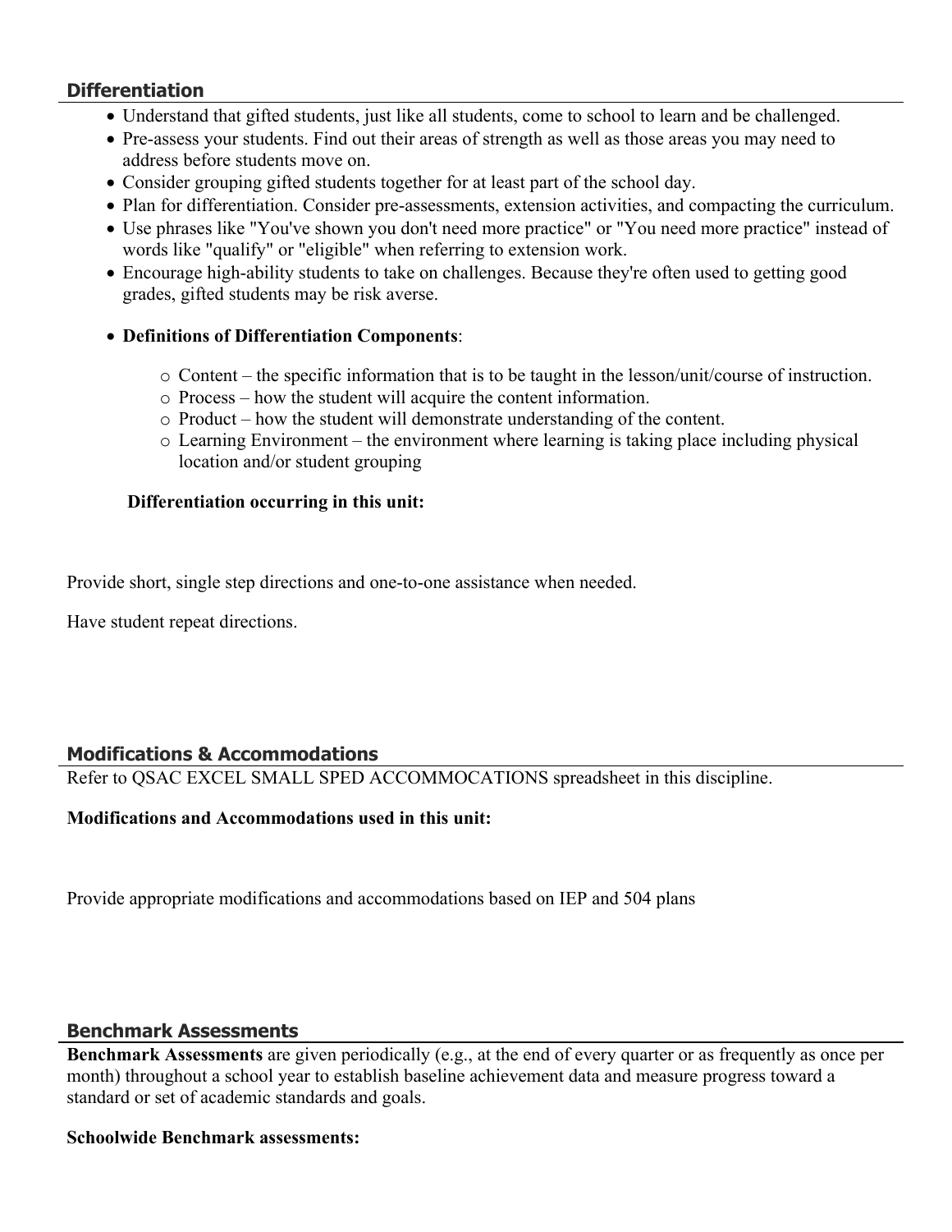## Differentiation

- Understand that gifted students, just like all students, come to school to learn and be challenged.
- Pre-assess your students. Find out their areas of strength as well as those areas you may need to address before students move on.
- Consider grouping gifted students together for at least part of the school day.
- Plan for differentiation. Consider pre-assessments, extension activities, and compacting the curriculum.
- Use phrases like "You've shown you don't need more practice" or "You need more practice" instead of words like "qualify" or "eligible" when referring to extension work.
- Encourage high-ability students to take on challenges. Because they're often used to getting good grades, gifted students may be risk averse.
- **Definitions of Differentiation Components**:
    - Content – the specific information that is to be taught in the lesson/unit/course of instruction.
    - Process – how the student will acquire the content information.
    - Product – how the student will demonstrate understanding of the content.
    - Learning Environment – the environment where learning is taking place including physical location and/or student grouping

**Differentiation occurring in this unit:**

Provide short, single step directions and one-to-one assistance when needed.

Have student repeat directions.

## Modifications & Accommodations

Refer to QSAC EXCEL SMALL SPED ACCOMMOCATIONS spreadsheet in this discipline.

**Modifications and Accommodations used in this unit:**

Provide appropriate modifications and accommodations based on IEP and 504 plans

## Benchmark Assessments

**Benchmark Assessments** are given periodically (e.g., at the end of every quarter or as frequently as once per month) throughout a school year to establish baseline achievement data and measure progress toward a standard or set of academic standards and goals.

**Schoolwide Benchmark assessments:**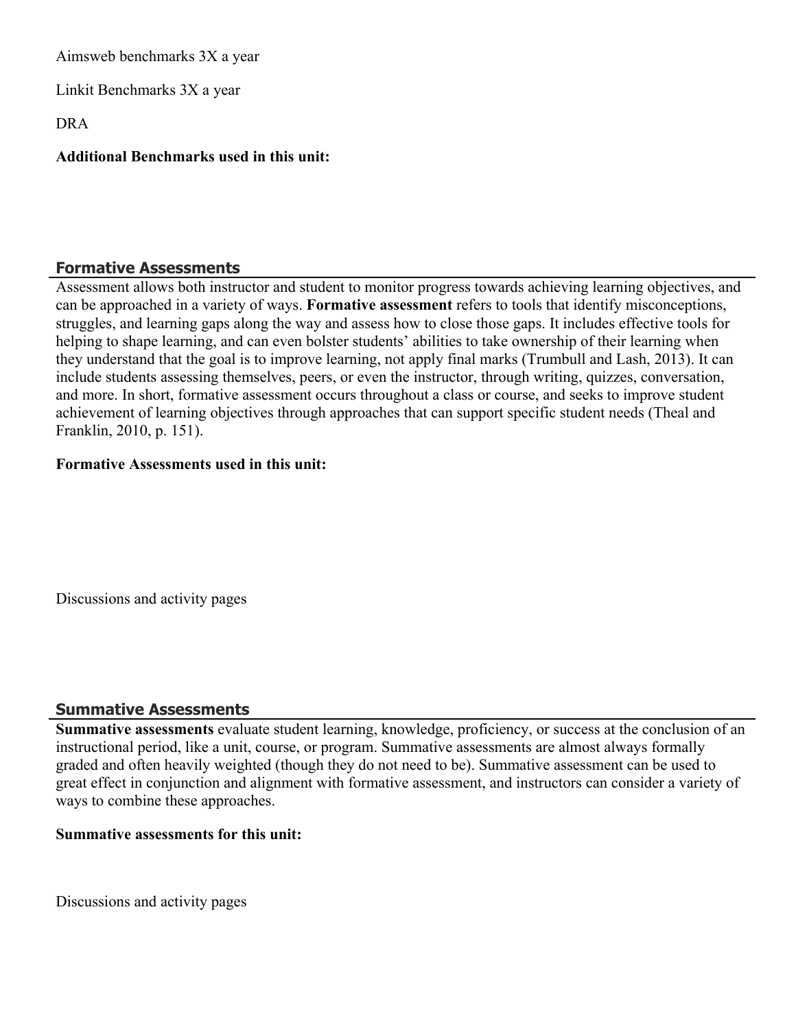Aimsweb benchmarks 3X a year

Linkit Benchmarks 3X a year

DRA

**Additional Benchmarks used in this unit:**

## Formative Assessments

Assessment allows both instructor and student to monitor progress towards achieving learning objectives, and can be approached in a variety of ways. **Formative assessment** refers to tools that identify misconceptions, struggles, and learning gaps along the way and assess how to close those gaps. It includes effective tools for helping to shape learning, and can even bolster students' abilities to take ownership of their learning when they understand that the goal is to improve learning, not apply final marks (Trumbull and Lash, 2013). It can include students assessing themselves, peers, or even the instructor, through writing, quizzes, conversation, and more. In short, formative assessment occurs throughout a class or course, and seeks to improve student achievement of learning objectives through approaches that can support specific student needs (Theal and Franklin, 2010, p. 151).

**Formative Assessments used in this unit:**

Discussions and activity pages

## Summative Assessments

**Summative assessments** evaluate student learning, knowledge, proficiency, or success at the conclusion of an instructional period, like a unit, course, or program. Summative assessments are almost always formally graded and often heavily weighted (though they do not need to be). Summative assessment can be used to great effect in conjunction and alignment with formative assessment, and instructors can consider a variety of ways to combine these approaches.

**Summative assessments for this unit:**

Discussions and activity pages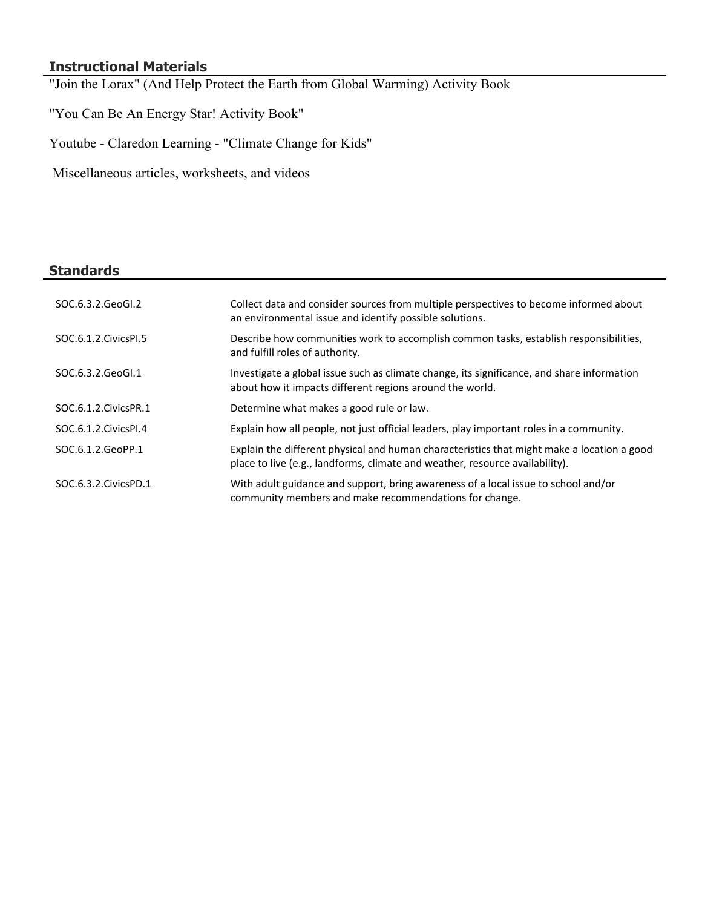## Instructional Materials

"Join the Lorax" (And Help Protect the Earth from Global Warming) Activity Book

"You Can Be An Energy Star! Activity Book"

Youtube - Claredon Learning - "Climate Change for Kids"

Miscellaneous articles, worksheets, and videos

## Standards

| | |
|---|---|
| SOC.6.3.2.GeoGI.2 | Collect data and consider sources from multiple perspectives to become informed about an environmental issue and identify possible solutions. |
| SOC.6.1.2.CivicsPI.5 | Describe how communities work to accomplish common tasks, establish responsibilities, and fulfill roles of authority. |
| SOC.6.3.2.GeoGI.1 | Investigate a global issue such as climate change, its significance, and share information about how it impacts different regions around the world. |
| SOC.6.1.2.CivicsPR.1 | Determine what makes a good rule or law. |
| SOC.6.1.2.CivicsPI.4 | Explain how all people, not just official leaders, play important roles in a community. |
| SOC.6.1.2.GeoPP.1 | Explain the different physical and human characteristics that might make a location a good place to live (e.g., landforms, climate and weather, resource availability). |
| SOC.6.3.2.CivicsPD.1 | With adult guidance and support, bring awareness of a local issue to school and/or community members and make recommendations for change. |